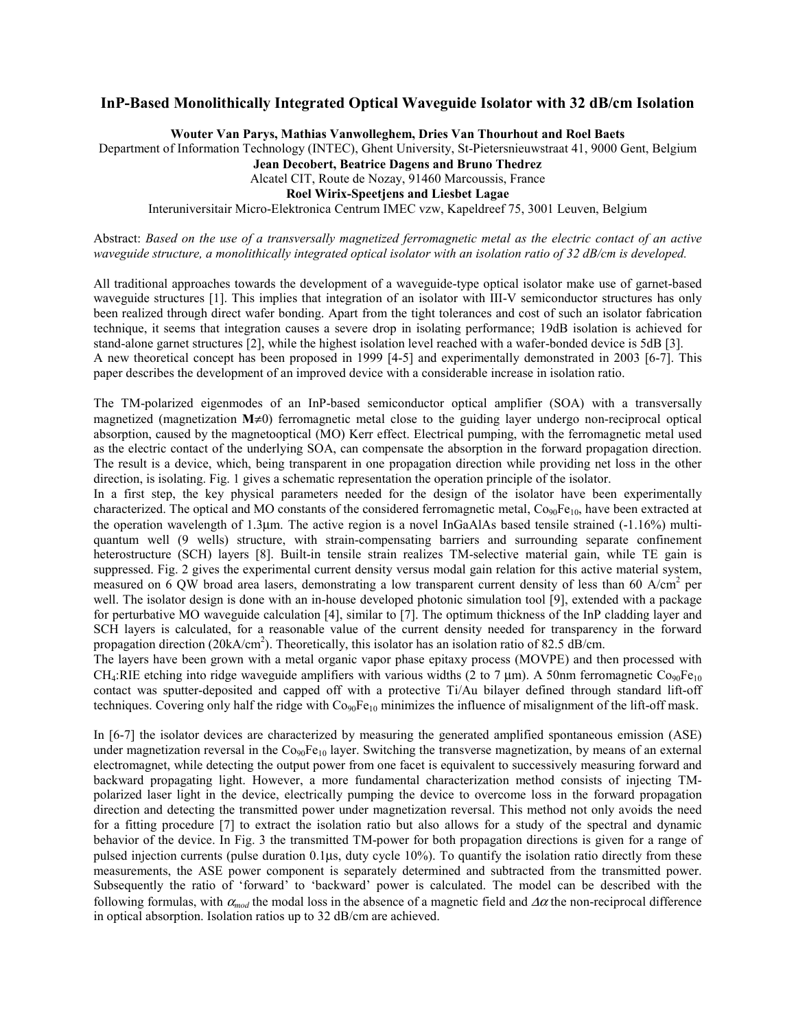# InP-Based Monolithically Integrated Optical Waveguide Isolator with 32 dB/cm Isolation

**Wouter Van Parys, Mathias Vanwolleghem, Dries Van Thourhout and Roel Baets**

Department of Information Technology (INTEC), Ghent University, St-Pietersnieuwstraat 41, 9000 Gent, Belgium

**Jean Decobert, Beatrice Dagens and Bruno Thedrez**

Alcatel CIT, Route de Nozay, 91460 Marcoussis, France

**Roel Wirix-Speetjens and Liesbet Lagae**

Interuniversitair Micro-Elektronica Centrum IMEC vzw, Kapeldreef 75, 3001 Leuven, Belgium

Abstract: *Based on the use of a transversally magnetized ferromagnetic metal as the electric contact of an active waveguide structure, a monolithically integrated optical isolator with an isolation ratio of 32 dB/cm is developed.*

All traditional approaches towards the development of a waveguide-type optical isolator make use of garnet-based waveguide structures [1]. This implies that integration of an isolator with III-V semiconductor structures has only been realized through direct wafer bonding. Apart from the tight tolerances and cost of such an isolator fabrication technique, it seems that integration causes a severe drop in isolating performance; 19dB isolation is achieved for stand-alone garnet structures [2], while the highest isolation level reached with a wafer-bonded device is 5dB [3]. A new theoretical concept has been proposed in 1999 [4-5] and experimentally demonstrated in 2003 [6-7]. This paper describes the development of an improved device with a considerable increase in isolation ratio.

The TM-polarized eigenmodes of an InP-based semiconductor optical amplifier (SOA) with a transversally magnetized (magnetization $\mathbf{M}\neq 0$) ferromagnetic metal close to the guiding layer undergo non-reciprocal optical absorption, caused by the magnetooptical (MO) Kerr effect. Electrical pumping, with the ferromagnetic metal used as the electric contact of the underlying SOA, can compensate the absorption in the forward propagation direction. The result is a device, which, being transparent in one propagation direction while providing net loss in the other direction, is isolating. Fig. 1 gives a schematic representation the operation principle of the isolator.

In a first step, the key physical parameters needed for the design of the isolator have been experimentally characterized. The optical and MO constants of the considered ferromagnetic metal, $Co_{90}Fe_{10}$, have been extracted at the operation wavelength of 1.3µm. The active region is a novel InGaAlAs based tensile strained (-1.16%) multi-quantum well (9 wells) structure, with strain-compensating barriers and surrounding separate confinement heterostructure (SCH) layers [8]. Built-in tensile strain realizes TM-selective material gain, while TE gain is suppressed. Fig. 2 gives the experimental current density versus modal gain relation for this active material system, measured on 6 QW broad area lasers, demonstrating a low transparent current density of less than 60 A/cm$^2$ per well. The isolator design is done with an in-house developed photonic simulation tool [9], extended with a package for perturbative MO waveguide calculation [4], similar to [7]. The optimum thickness of the InP cladding layer and SCH layers is calculated, for a reasonable value of the current density needed for transparency in the forward propagation direction (20kA/cm$^2$). Theoretically, this isolator has an isolation ratio of 82.5 dB/cm.

The layers have been grown with a metal organic vapor phase epitaxy process (MOVPE) and then processed with $CH_4$:RIE etching into ridge waveguide amplifiers with various widths (2 to 7 µm). A 50nm ferromagnetic $Co_{90}Fe_{10}$ contact was sputter-deposited and capped off with a protective Ti/Au bilayer defined through standard lift-off techniques. Covering only half the ridge with $Co_{90}Fe_{10}$ minimizes the influence of misalignment of the lift-off mask.

In [6-7] the isolator devices are characterized by measuring the generated amplified spontaneous emission (ASE) under magnetization reversal in the $Co_{90}Fe_{10}$ layer. Switching the transverse magnetization, by means of an external electromagnet, while detecting the output power from one facet is equivalent to successively measuring forward and backward propagating light. However, a more fundamental characterization method consists of injecting TM-polarized laser light in the device, electrically pumping the device to overcome loss in the forward propagation direction and detecting the transmitted power under magnetization reversal. This method not only avoids the need for a fitting procedure [7] to extract the isolation ratio but also allows for a study of the spectral and dynamic behavior of the device. In Fig. 3 the transmitted TM-power for both propagation directions is given for a range of pulsed injection currents (pulse duration 0.1µs, duty cycle 10%). To quantify the isolation ratio directly from these measurements, the ASE power component is separately determined and subtracted from the transmitted power. Subsequently the ratio of 'forward' to 'backward' power is calculated. The model can be described with the following formulas, with $\alpha_{mod}$ the modal loss in the absence of a magnetic field and $\Delta\alpha$ the non-reciprocal difference in optical absorption. Isolation ratios up to 32 dB/cm are achieved.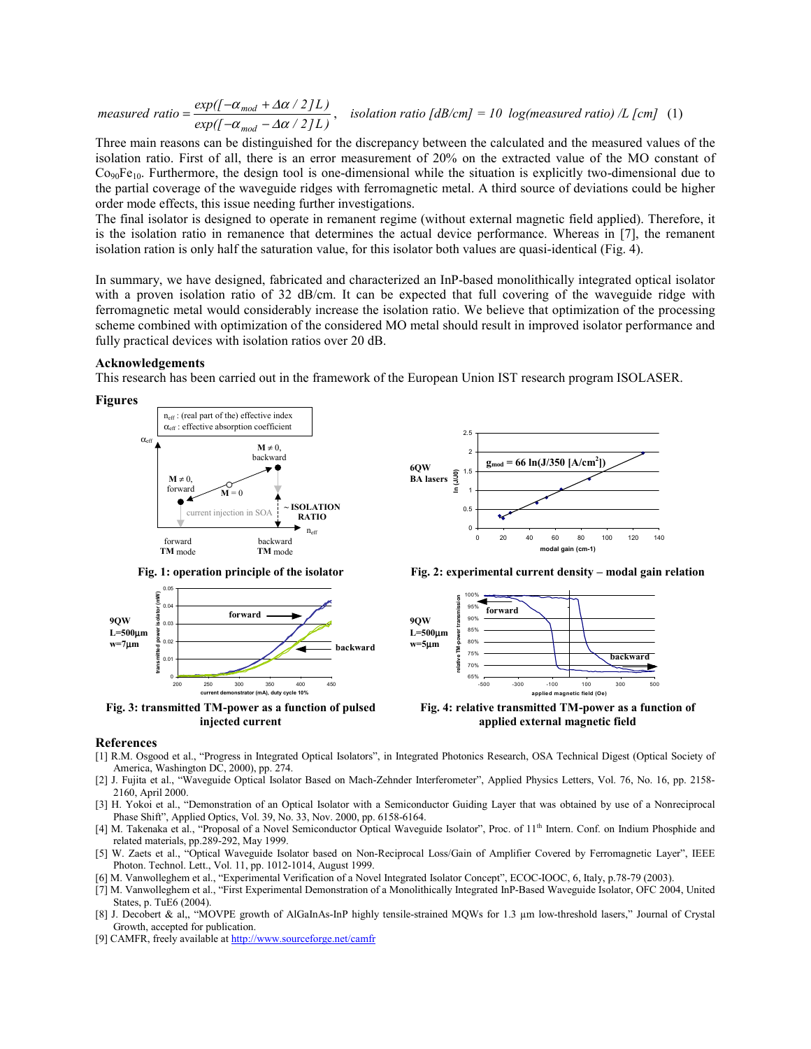$$measured\ ratio = \frac{exp([-\alpha_{mod} + \Delta\alpha / 2]L)}{exp([-\alpha_{mod} - \Delta\alpha / 2]L)}, \quad isolation\ ratio\ [dB/cm] = 10\ \log(measured\ ratio)\ /L\ [cm] \quad (1)$$

Three main reasons can be distinguished for the discrepancy between the calculated and the measured values of the isolation ratio. First of all, there is an error measurement of 20% on the extracted value of the MO constant of $Co_{90}Fe_{10}$. Furthermore, the design tool is one-dimensional while the situation is explicitly two-dimensional due to the partial coverage of the waveguide ridges with ferromagnetic metal. A third source of deviations could be higher order mode effects, this issue needing further investigations.

The final isolator is designed to operate in remanent regime (without external magnetic field applied). Therefore, it is the isolation ratio in remanence that determines the actual device performance. Whereas in [7], the remanent isolation ration is only half the saturation value, for this isolator both values are quasi-identical (Fig. 4).

In summary, we have designed, fabricated and characterized an InP-based monolithically integrated optical isolator with a proven isolation ratio of 32 dB/cm. It can be expected that full covering of the waveguide ridge with ferromagnetic metal would considerably increase the isolation ratio. We believe that optimization of the processing scheme combined with optimization of the considered MO metal should result in improved isolator performance and fully practical devices with isolation ratios over 20 dB.

**Acknowledgements**

This research has been carried out in the framework of the European Union IST research program ISOLASER.

**Figures**

$n_{eff}$ : (real part of the) effective index
$\alpha_{eff}$ : effective absorption coefficient
$\alpha_{eff}$
$M \neq 0$, backward
$M \neq 0$, forward
$M = 0$
~ ISOLATION RATIO
current injection in SOA
$n_{eff}$
forward TM mode
backward TM mode

**Fig. 1: operation principle of the isolator**

6QW BA lasers
$g_{mod} = 66 \ln(J/350\ [A/cm^2])$
ln (J/J0)
modal gain (cm-1)
0, 20, 40, 60, 80, 100, 120, 140
0, 0.5, 1, 1.5, 2, 2.5

**Fig. 2: experimental current density – modal gain relation**

9QW
L=500µm
w=7µm
forward
backward
transmitted power isolator (mW)
current demonstrator (mA), duty cycle 10%
200, 250, 300, 350, 400, 450
0, 0.01, 0.02, 0.03, 0.04, 0.05

**Fig. 3: transmitted TM-power as a function of pulsed injected current**

9QW
L=500µm
w=5µm
forward
backward
relative TM-power transmission
applied magnetic field (Oe)
-500, -300, -100, 100, 300, 500
65%, 70%, 75%, 80%, 85%, 90%, 95%, 100%

**Fig. 4: relative transmitted TM-power as a function of applied external magnetic field**

## References

[1] R.M. Osgood et al., "Progress in Integrated Optical Isolators", in Integrated Photonics Research, OSA Technical Digest (Optical Society of America, Washington DC, 2000), pp. 274.

[2] J. Fujita et al., "Waveguide Optical Isolator Based on Mach-Zehnder Interferometer", Applied Physics Letters, Vol. 76, No. 16, pp. 2158-2160, April 2000.

[3] H. Yokoi et al., "Demonstration of an Optical Isolator with a Semiconductor Guiding Layer that was obtained by use of a Nonreciprocal Phase Shift", Applied Optics, Vol. 39, No. 33, Nov. 2000, pp. 6158-6164.

[4] M. Takenaka et al., "Proposal of a Novel Semiconductor Optical Waveguide Isolator", Proc. of 11th Intern. Conf. on Indium Phosphide and related materials, pp.289-292, May 1999.

[5] W. Zaets et al., "Optical Waveguide Isolator based on Non-Reciprocal Loss/Gain of Amplifier Covered by Ferromagnetic Layer", IEEE Photon. Technol. Lett., Vol. 11, pp. 1012-1014, August 1999.

[6] M. Vanwolleghem et al., "Experimental Verification of a Novel Integrated Isolator Concept", ECOC-IOOC, 6, Italy, p.78-79 (2003).

[7] M. Vanwolleghem et al., "First Experimental Demonstration of a Monolithically Integrated InP-Based Waveguide Isolator, OFC 2004, United States, p. TuE6 (2004).

[8] J. Decobert & al,, "MOVPE growth of AlGaInAs-InP highly tensile-strained MQWs for 1.3 µm low-threshold lasers," Journal of Crystal Growth, accepted for publication.

[9] CAMFR, freely available at http://www.sourceforge.net/camfr